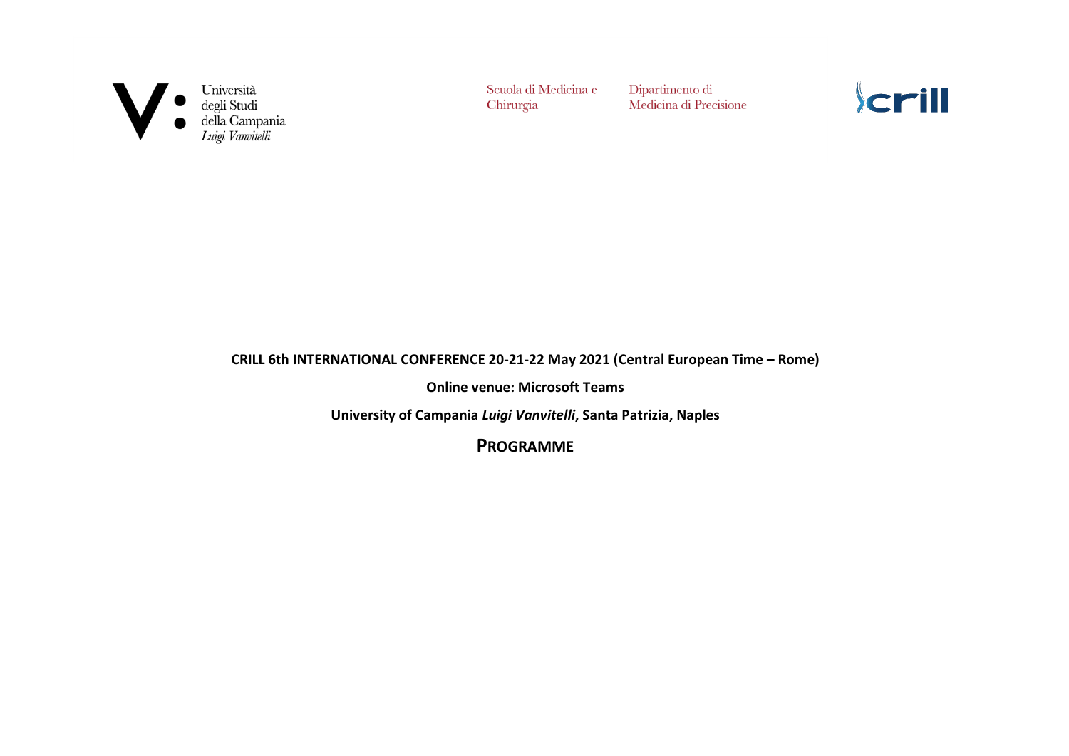Università degli Studi della Campania *Luigi Vanvitelli*

Scuola di Medicina e Chirurgia

Dipartimento di Medicina di Precisione

crill

**CRILL 6th INTERNATIONAL CONFERENCE 20-21-22 May 2021 (Central European Time – Rome)**

**Online venue: Microsoft Teams**

**University of Campania *Luigi Vanvitelli*, Santa Patrizia, Naples**

# PROGRAMME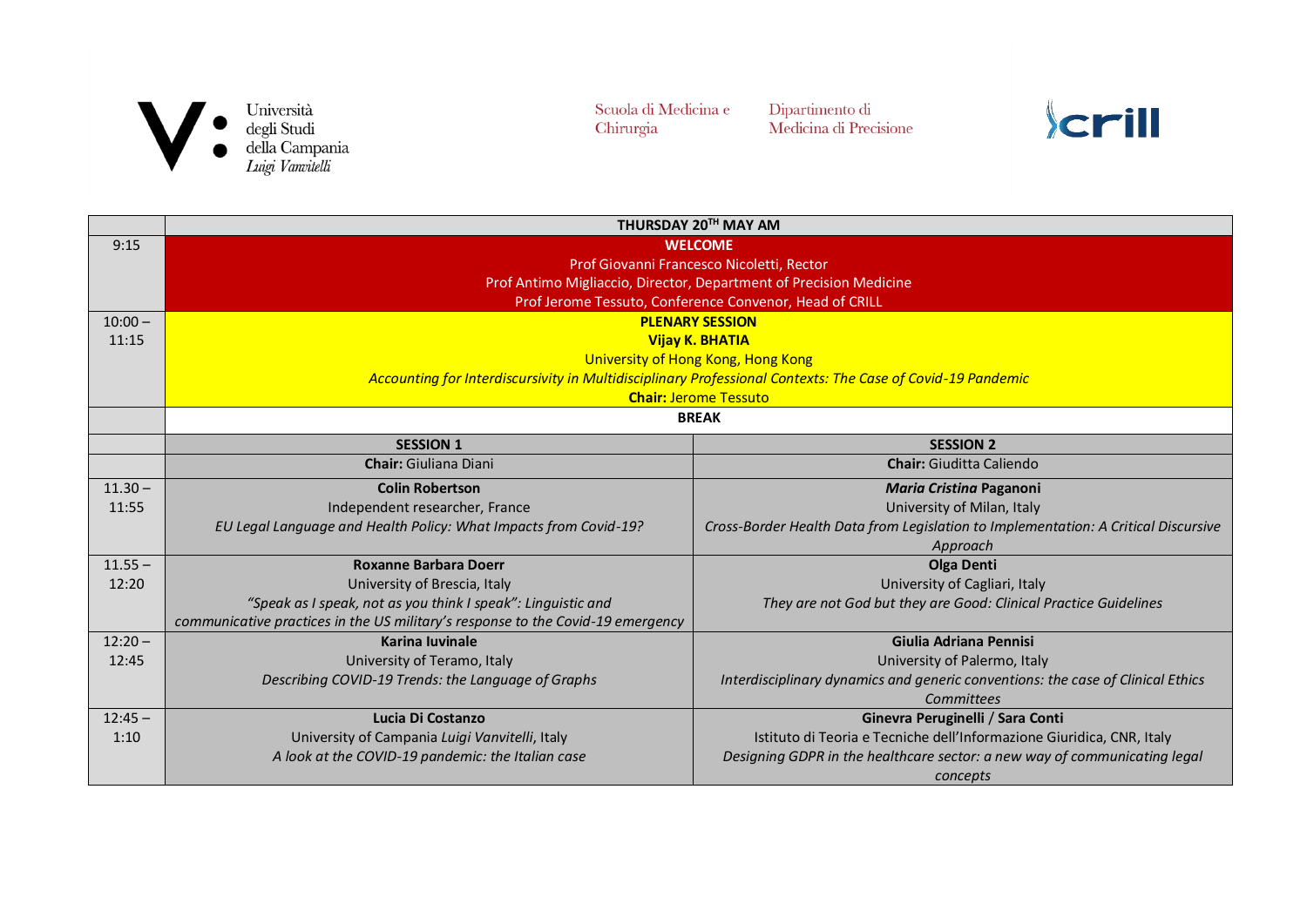Università degli Studi della Campania *Luigi Vanvitelli*

Scuola di Medicina e Chirurgia

Dipartimento di Medicina di Precisione

crill

| | THURSDAY 20TH MAY AM | |
|---|---|---|
| 9:15 | **WELCOME**<br>Prof Giovanni Francesco Nicoletti, Rector<br>Prof Antimo Migliaccio, Director, Department of Precision Medicine<br>Prof Jerome Tessuto, Conference Convenor, Head of CRILL | |
| 10:00 – 11:15 | **PLENARY SESSION**<br>**Vijay K. BHATIA**<br>University of Hong Kong, Hong Kong<br>*Accounting for Interdiscursivity in Multidisciplinary Professional Contexts: The Case of Covid-19 Pandemic*<br>**Chair:** Jerome Tessuto | |
| | **BREAK** | |
| | **SESSION 1** | **SESSION 2** |
| | **Chair:** Giuliana Diani | **Chair:** Giuditta Caliendo |
| 11.30 – 11:55 | **Colin Robertson**<br>Independent researcher, France<br>*EU Legal Language and Health Policy: What Impacts from Covid-19?* | ***Maria Cristina* Paganoni**<br>University of Milan, Italy<br>*Cross-Border Health Data from Legislation to Implementation: A Critical Discursive Approach* |
| 11.55 – 12:20 | **Roxanne Barbara Doerr**<br>University of Brescia, Italy<br>*"Speak as I speak, not as you think I speak": Linguistic and communicative practices in the US military's response to the Covid-19 emergency* | **Olga Denti**<br>University of Cagliari, Italy<br>*They are not God but they are Good: Clinical Practice Guidelines* |
| 12:20 – 12:45 | **Karina Iuvinale**<br>University of Teramo, Italy<br>*Describing COVID-19 Trends: the Language of Graphs* | **Giulia Adriana Pennisi**<br>University of Palermo, Italy<br>*Interdisciplinary dynamics and generic conventions: the case of Clinical Ethics Committees* |
| 12:45 – 1:10 | **Lucia Di Costanzo**<br>University of Campania *Luigi Vanvitelli*, Italy<br>*A look at the COVID-19 pandemic: the Italian case* | **Ginevra Peruginelli / Sara Conti**<br>Istituto di Teoria e Tecniche dell'Informazione Giuridica, CNR, Italy<br>*Designing GDPR in the healthcare sector: a new way of communicating legal concepts* |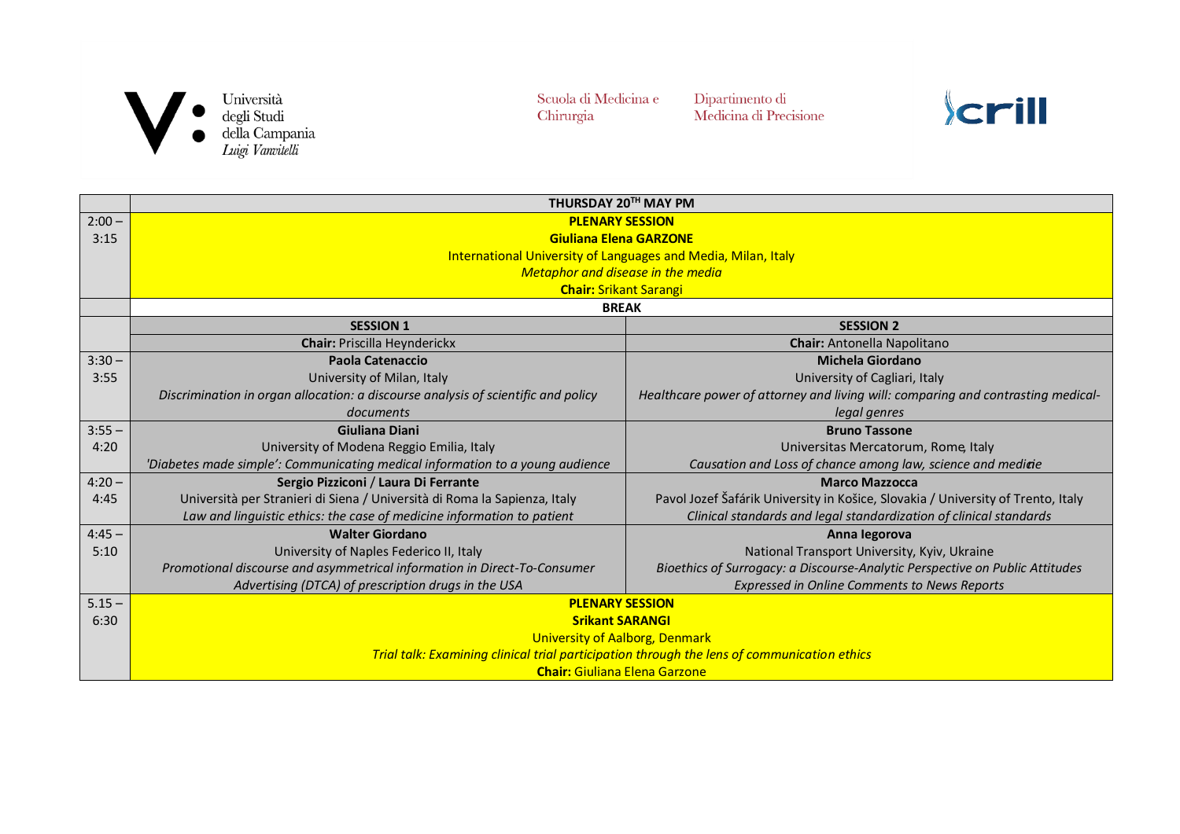Università degli Studi della Campania *Luigi Vanvitelli*

Scuola di Medicina e Chirurgia

Dipartimento di Medicina di Precisione

crill

| | THURSDAY 20TH MAY PM | |
|---|---|---|
| 2:00 – 3:15 | **PLENARY SESSION**<br>**Giuliana Elena GARZONE**<br>International University of Languages and Media, Milan, Italy<br>*Metaphor and disease in the media*<br>**Chair:** Srikant Sarangi | |
| | **BREAK** | |
| | **SESSION 1** | **SESSION 2** |
| | **Chair:** Priscilla Heynderickx | **Chair:** Antonella Napolitano |
| 3:30 – 3:55 | **Paola Catenaccio**<br>University of Milan, Italy<br>*Discrimination in organ allocation: a discourse analysis of scientific and policy documents* | **Michela Giordano**<br>University of Cagliari, Italy<br>*Healthcare power of attorney and living will: comparing and contrasting medical-legal genres* |
| 3:55 – 4:20 | **Giuliana Diani**<br>University of Modena Reggio Emilia, Italy<br>*'Diabetes made simple': Communicating medical information to a young audience* | **Bruno Tassone**<br>Universitas Mercatorum, Rome, Italy<br>*Causation and Loss of chance among law, science and medicine* |
| 4:20 – 4:45 | **Sergio Pizziconi / Laura Di Ferrante**<br>Università per Stranieri di Siena / Università di Roma la Sapienza, Italy<br>*Law and linguistic ethics: the case of medicine information to patient* | **Marco Mazzocca**<br>Pavol Jozef Šafárik University in Košice, Slovakia / University of Trento, Italy<br>*Clinical standards and legal standardization of clinical standards* |
| 4:45 – 5:10 | **Walter Giordano**<br>University of Naples Federico II, Italy<br>*Promotional discourse and asymmetrical information in Direct-To-Consumer Advertising (DTCA) of prescription drugs in the USA* | **Anna Iegorova**<br>National Transport University, Kyiv, Ukraine<br>*Bioethics of Surrogacy: a Discourse-Analytic Perspective on Public Attitudes Expressed in Online Comments to News Reports* |
| 5.15 – 6:30 | **PLENARY SESSION**<br>**Srikant SARANGI**<br>University of Aalborg, Denmark<br>*Trial talk: Examining clinical trial participation through the lens of communication ethics*<br>**Chair:** Giuliana Elena Garzone | |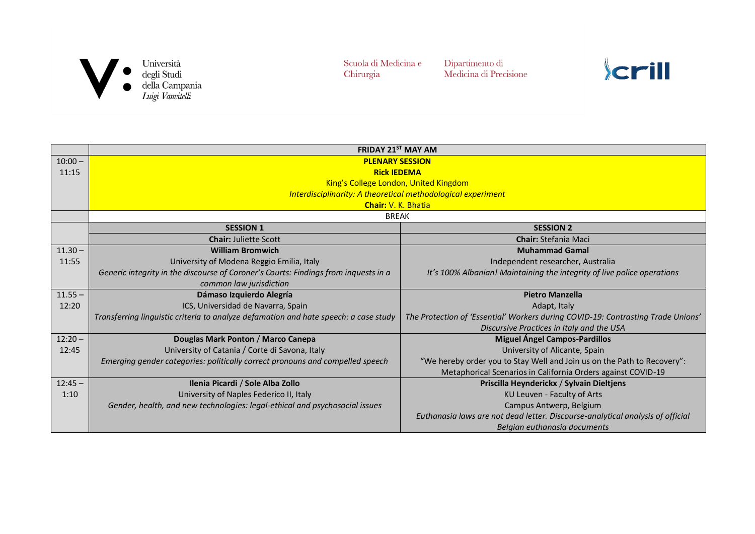Università degli Studi della Campania *Luigi Vanvitelli*

Scuola di Medicina e Chirurgia

Dipartimento di Medicina di Precisione

crill

| | FRIDAY 21ST MAY AM | |
|---|---|---|
| 10:00 – 11:15 | **PLENARY SESSION**<br>**Rick IEDEMA**<br>King's College London, United Kingdom<br>*Interdisciplinarity: A theoretical methodological experiment*<br>**Chair:** V. K. Bhatia | |
| | BREAK | |
| | **SESSION 1** | **SESSION 2** |
| | **Chair:** Juliette Scott | **Chair:** Stefania Maci |
| 11.30 – 11:55 | **William Bromwich**<br>University of Modena Reggio Emilia, Italy<br>*Generic integrity in the discourse of Coroner's Courts: Findings from inquests in a common law jurisdiction* | **Muhammad Gamal**<br>Independent researcher, Australia<br>*It's 100% Albanian! Maintaining the integrity of live police operations* |
| 11.55 – 12:20 | **Dámaso Izquierdo Alegría**<br>ICS, Universidad de Navarra, Spain<br>*Transferring linguistic criteria to analyze defamation and hate speech: a case study* | **Pietro Manzella**<br>Adapt, Italy<br>*The Protection of 'Essential' Workers during COVID-19: Contrasting Trade Unions' Discursive Practices in Italy and the USA* |
| 12:20 – 12:45 | **Douglas Mark Ponton** / **Marco Canepa**<br>University of Catania / Corte di Savona, Italy<br>*Emerging gender categories: politically correct pronouns and compelled speech* | **Miguel Ángel Campos-Pardillos**<br>University of Alicante, Spain<br>"We hereby order you to Stay Well and Join us on the Path to Recovery": Metaphorical Scenarios in California Orders against COVID-19 |
| 12:45 – 1:10 | **Ilenia Picardi** / **Sole Alba Zollo**<br>University of Naples Federico II, Italy<br>*Gender, health, and new technologies: legal-ethical and psychosocial issues* | **Priscilla Heynderickx** / **Sylvain Dieltjens**<br>KU Leuven - Faculty of Arts<br>Campus Antwerp, Belgium<br>*Euthanasia laws are not dead letter. Discourse-analytical analysis of official Belgian euthanasia documents* |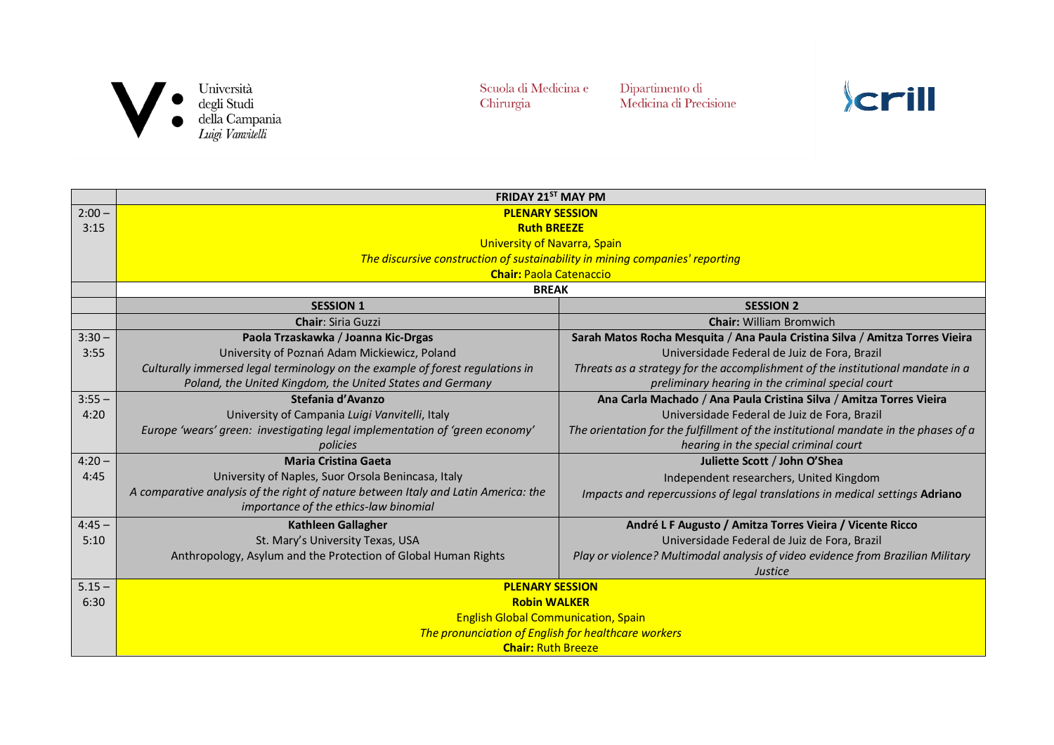Università degli Studi della Campania *Luigi Vanvitelli* | Scuola di Medicina e Chirurgia | Dipartimento di Medicina di Precisione | crill

| | FRIDAY 21[ST] MAY PM | |
|---|---|---|
| 2:00 – 3:15 | **PLENARY SESSION**<br>**Ruth BREEZE**<br>University of Navarra, Spain<br>*The discursive construction of sustainability in mining companies' reporting*<br>**Chair:** Paola Catenaccio | |
| | **BREAK** | |
| | **SESSION 1** | **SESSION 2** |
| | **Chair**: Siria Guzzi | **Chair:** William Bromwich |
| 3:30 – 3:55 | **Paola Trzaskawka / Joanna Kic-Drgas**<br>University of Poznań Adam Mickiewicz, Poland<br>*Culturally immersed legal terminology on the example of forest regulations in Poland, the United Kingdom, the United States and Germany* | **Sarah Matos Rocha Mesquita / Ana Paula Cristina Silva / Amitza Torres Vieira**<br>Universidade Federal de Juiz de Fora, Brazil<br>*Threats as a strategy for the accomplishment of the institutional mandate in a preliminary hearing in the criminal special court* |
| 3:55 – 4:20 | **Stefania d'Avanzo**<br>University of Campania *Luigi Vanvitelli*, Italy<br>*Europe 'wears' green: investigating legal implementation of 'green economy' policies* | **Ana Carla Machado / Ana Paula Cristina Silva / Amitza Torres Vieira**<br>Universidade Federal de Juiz de Fora, Brazil<br>*The orientation for the fulfillment of the institutional mandate in the phases of a hearing in the special criminal court* |
| 4:20 – 4:45 | **Maria Cristina Gaeta**<br>University of Naples, Suor Orsola Benincasa, Italy<br>*A comparative analysis of the right of nature between Italy and Latin America: the importance of the ethics-law binomial* | **Juliette Scott / John O'Shea**<br>Independent researchers, United Kingdom<br>*Impacts and repercussions of legal translations in medical settings* **Adriano** |
| 4:45 – 5:10 | **Kathleen Gallagher**<br>St. Mary's University Texas, USA<br>Anthropology, Asylum and the Protection of Global Human Rights | **André L F Augusto / Amitza Torres Vieira / Vicente Ricco**<br>Universidade Federal de Juiz de Fora, Brazil<br>*Play or violence? Multimodal analysis of video evidence from Brazilian Military Justice* |
| 5.15 – 6:30 | **PLENARY SESSION**<br>**Robin WALKER**<br>English Global Communication, Spain<br>*The pronunciation of English for healthcare workers*<br>**Chair:** Ruth Breeze | |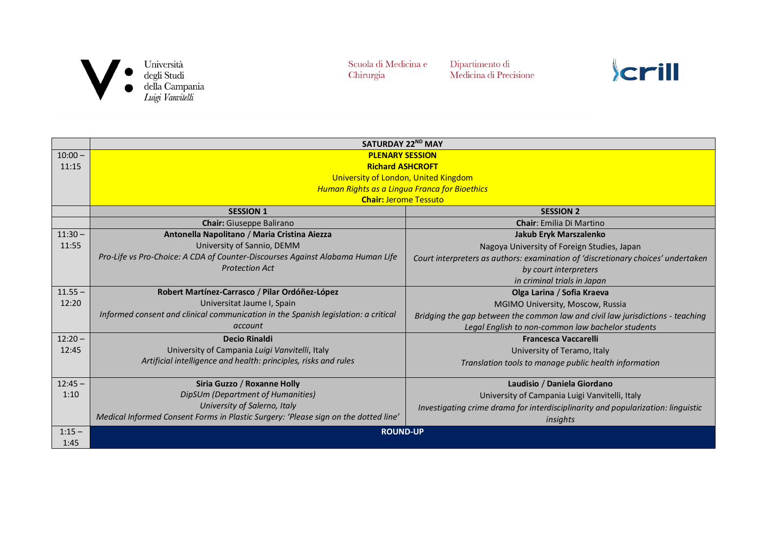Università degli Studi della Campania *Luigi Vanvitelli*

Scuola di Medicina e Chirurgia

Dipartimento di Medicina di Precisione

crill

| | SATURDAY 22ND MAY | |
|---|---|---|
| 10:00 – 11:15 | **PLENARY SESSION**<br>**Richard ASHCROFT**<br>University of London, United Kingdom<br>*Human Rights as a Lingua Franca for Bioethics*<br>**Chair:** Jerome Tessuto | |
| | **SESSION 1** | **SESSION 2** |
| | **Chair:** Giuseppe Balirano | **Chair**: Emilia Di Martino |
| 11:30 – 11:55 | **Antonella Napolitano** / **Maria Cristina Aiezza**<br>University of Sannio, DEMM<br>*Pro-Life vs Pro-Choice: A CDA of Counter-Discourses Against Alabama Human Life Protection Act* | **Jakub Eryk Marszalenko**<br>Nagoya University of Foreign Studies, Japan<br>*Court interpreters as authors: examination of 'discretionary choices' undertaken by court interpreters in criminal trials in Japan* |
| 11.55 – 12:20 | **Robert Martínez-Carrasco** / **Pilar Ordóñez-López**<br>Universitat Jaume I, Spain<br>*Informed consent and clinical communication in the Spanish legislation: a critical account* | **Olga Larina** / **Sofia Kraeva**<br>MGIMO University, Moscow, Russia<br>*Bridging the gap between the common law and civil law jurisdictions - teaching Legal English to non-common law bachelor students* |
| 12:20 – 12:45 | **Decio Rinaldi**<br>University of Campania *Luigi Vanvitelli*, Italy<br>*Artificial intelligence and health: principles, risks and rules* | **Francesca Vaccarelli**<br>University of Teramo, Italy<br>*Translation tools to manage public health information* |
| 12:45 – 1:10 | **Siria Guzzo** / **Roxanne Holly**<br>*DipSUm (Department of Humanities)*<br>*University of Salerno, Italy*<br>*Medical Informed Consent Forms in Plastic Surgery: 'Please sign on the dotted line'* | **Laudisio** / **Daniela Giordano**<br>University of Campania Luigi Vanvitelli, Italy<br>*Investigating crime drama for interdisciplinarity and popularization: linguistic insights* |
| 1:15 – 1:45 | **ROUND-UP** | |